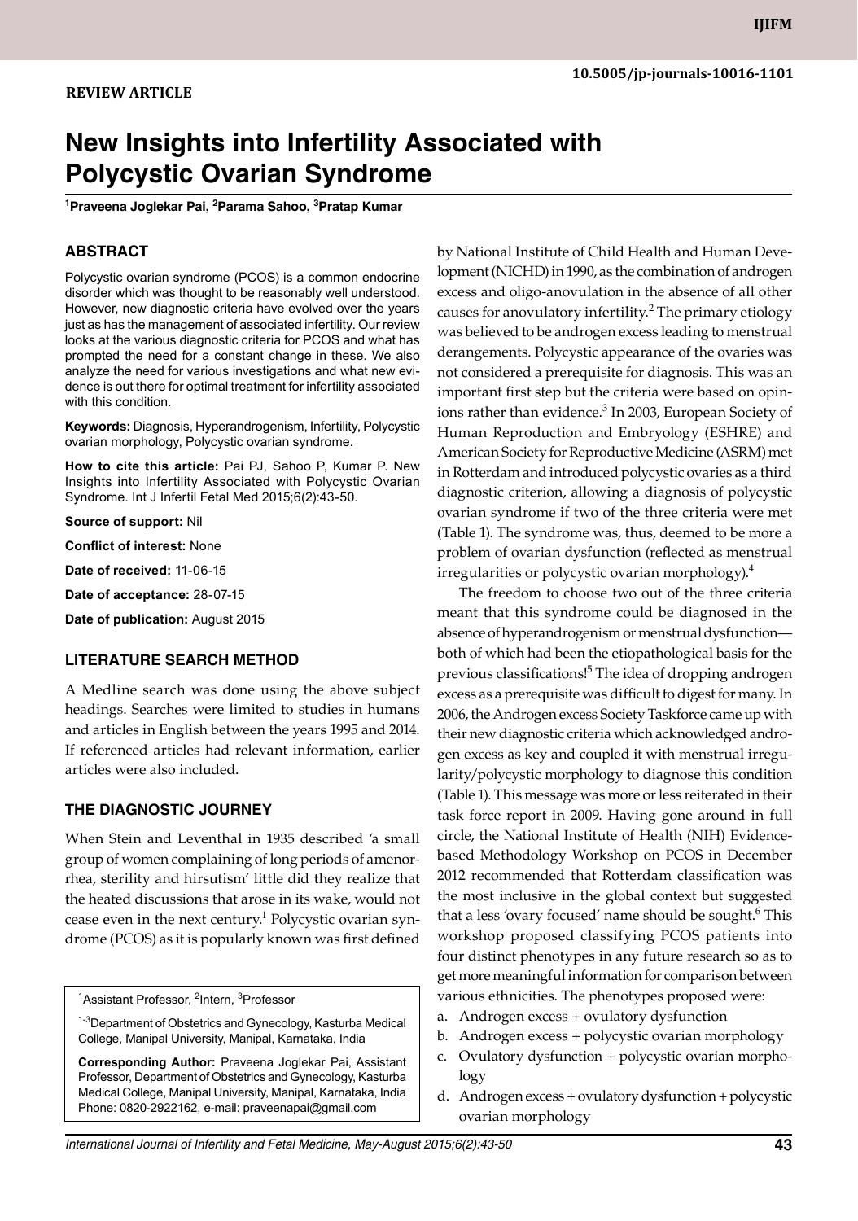**REVIEW ARTICLE**

10.5005/jp-journals-10016-1101

# New Insights into Infertility Associated with Polycystic Ovarian Syndrome

[1]Praveena Joglekar Pai, [2]Parama Sahoo, [3]Pratap Kumar

## ABSTRACT

Polycystic ovarian syndrome (PCOS) is a common endocrine disorder which was thought to be reasonably well understood. However, new diagnostic criteria have evolved over the years just as has the management of associated infertility. Our review looks at the various diagnostic criteria for PCOS and what has prompted the need for a constant change in these. We also analyze the need for various investigations and what new evidence is out there for optimal treatment for infertility associated with this condition.

**Keywords:** Diagnosis, Hyperandrogenism, Infertility, Polycystic ovarian morphology, Polycystic ovarian syndrome.

**How to cite this article:** Pai PJ, Sahoo P, Kumar P. New Insights into Infertility Associated with Polycystic Ovarian Syndrome. Int J Infertil Fetal Med 2015;6(2):43-50.

**Source of support:** Nil

**Conflict of interest:** None

**Date of received:** 11-06-15

**Date of acceptance:** 28-07-15

**Date of publication:** August 2015

## LITERATURE SEARCH METHOD

A Medline search was done using the above subject headings. Searches were limited to studies in humans and articles in English between the years 1995 and 2014. If referenced articles had relevant information, earlier articles were also included.

## THE DIAGNOSTIC JOURNEY

When Stein and Leventhal in 1935 described 'a small group of women complaining of long periods of amenorrhea, sterility and hirsutism' little did they realize that the heated discussions that arose in its wake, would not cease even in the next century.[1] Polycystic ovarian syndrome (PCOS) as it is popularly known was first defined by National Institute of Child Health and Human Development (NICHD) in 1990, as the combination of androgen excess and oligo-anovulation in the absence of all other causes for anovulatory infertility.[2] The primary etiology was believed to be androgen excess leading to menstrual derangements. Polycystic appearance of the ovaries was not considered a prerequisite for diagnosis. This was an important first step but the criteria were based on opinions rather than evidence.[3] In 2003, European Society of Human Reproduction and Embryology (ESHRE) and American Society for Reproductive Medicine (ASRM) met in Rotterdam and introduced polycystic ovaries as a third diagnostic criterion, allowing a diagnosis of polycystic ovarian syndrome if two of the three criteria were met (Table 1). The syndrome was, thus, deemed to be more a problem of ovarian dysfunction (reflected as menstrual irregularities or polycystic ovarian morphology).[4]

The freedom to choose two out of the three criteria meant that this syndrome could be diagnosed in the absence of hyperandrogenism or menstrual dysfunction—both of which had been the etiopathological basis for the previous classifications![5] The idea of dropping androgen excess as a prerequisite was difficult to digest for many. In 2006, the Androgen excess Society Taskforce came up with their new diagnostic criteria which acknowledged androgen excess as key and coupled it with menstrual irregularity/polycystic morphology to diagnose this condition (Table 1). This message was more or less reiterated in their task force report in 2009. Having gone around in full circle, the National Institute of Health (NIH) Evidence-based Methodology Workshop on PCOS in December 2012 recommended that Rotterdam classification was the most inclusive in the global context but suggested that a less 'ovary focused' name should be sought.[6] This workshop proposed classifying PCOS patients into four distinct phenotypes in any future research so as to get more meaningful information for comparison between various ethnicities. The phenotypes proposed were:

a. Androgen excess + ovulatory dysfunction
b. Androgen excess + polycystic ovarian morphology
c. Ovulatory dysfunction + polycystic ovarian morphology
d. Androgen excess + ovulatory dysfunction + polycystic ovarian morphology

[1]Assistant Professor, [2]Intern, [3]Professor

[1-3]Department of Obstetrics and Gynecology, Kasturba Medical College, Manipal University, Manipal, Karnataka, India

**Corresponding Author:** Praveena Joglekar Pai, Assistant Professor, Department of Obstetrics and Gynecology, Kasturba Medical College, Manipal University, Manipal, Karnataka, India Phone: 0820-2922162, e-mail: praveenapai@gmail.com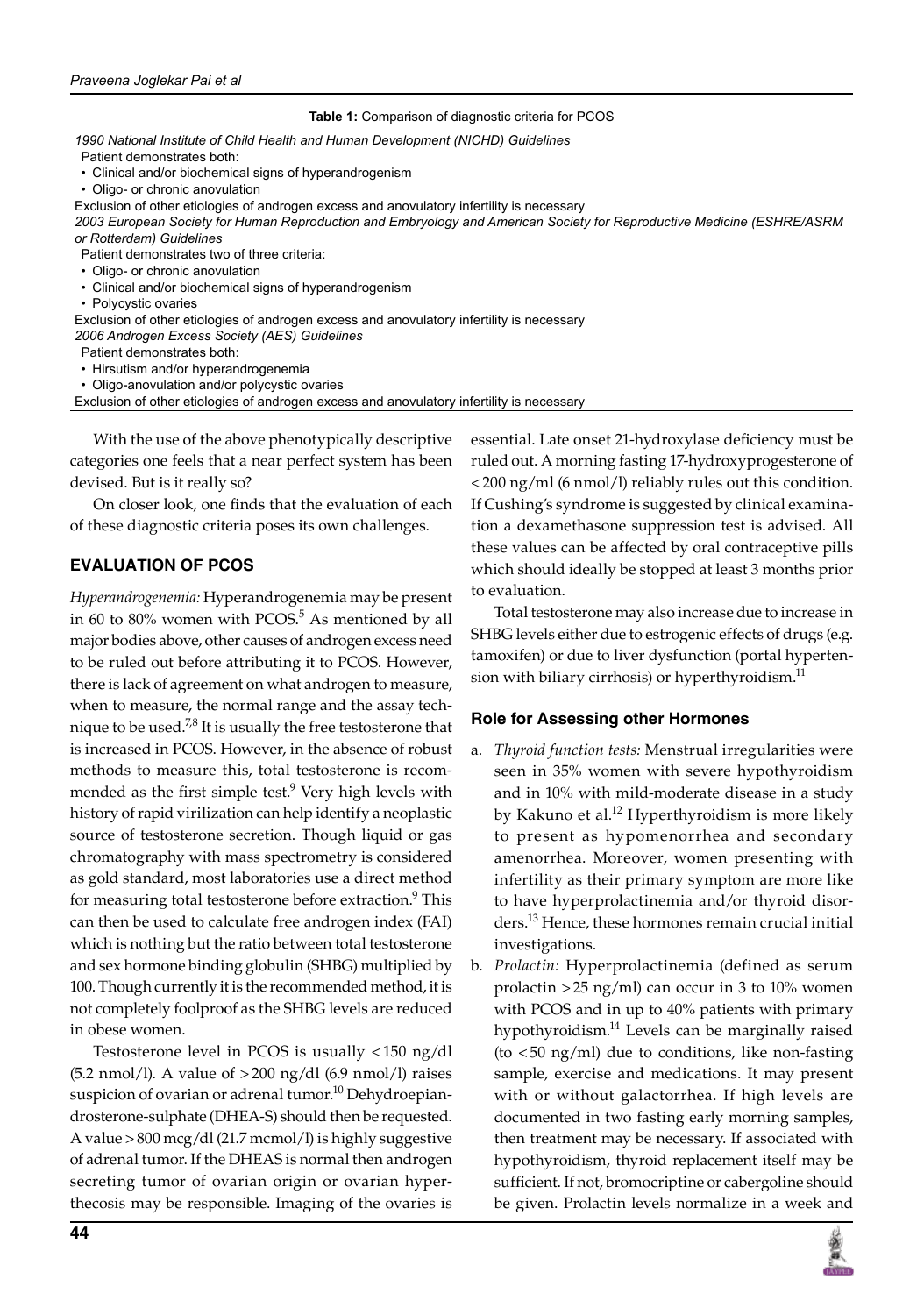**Table 1:** Comparison of diagnostic criteria for PCOS

*1990 National Institute of Child Health and Human Development (NICHD) Guidelines*
Patient demonstrates both:
- Clinical and/or biochemical signs of hyperandrogenism
- Oligo- or chronic anovulation

Exclusion of other etiologies of androgen excess and anovulatory infertility is necessary

*2003 European Society for Human Reproduction and Embryology and American Society for Reproductive Medicine (ESHRE/ASRM or Rotterdam) Guidelines*
Patient demonstrates two of three criteria:
- Oligo- or chronic anovulation
- Clinical and/or biochemical signs of hyperandrogenism
- Polycystic ovaries

Exclusion of other etiologies of androgen excess and anovulatory infertility is necessary

*2006 Androgen Excess Society (AES) Guidelines*
Patient demonstrates both:
- Hirsutism and/or hyperandrogenemia
- Oligo-anovulation and/or polycystic ovaries

Exclusion of other etiologies of androgen excess and anovulatory infertility is necessary

With the use of the above phenotypically descriptive categories one feels that a near perfect system has been devised. But is it really so?

On closer look, one finds that the evaluation of each of these diagnostic criteria poses its own challenges.

## EVALUATION OF PCOS

*Hyperandrogenemia:* Hyperandrogenemia may be present in 60 to 80% women with PCOS.[5] As mentioned by all major bodies above, other causes of androgen excess need to be ruled out before attributing it to PCOS. However, there is lack of agreement on what androgen to measure, when to measure, the normal range and the assay technique to be used.[7,8] It is usually the free testosterone that is increased in PCOS. However, in the absence of robust methods to measure this, total testosterone is recommended as the first simple test.[9] Very high levels with history of rapid virilization can help identify a neoplastic source of testosterone secretion. Though liquid or gas chromatography with mass spectrometry is considered as gold standard, most laboratories use a direct method for measuring total testosterone before extraction.[9] This can then be used to calculate free androgen index (FAI) which is nothing but the ratio between total testosterone and sex hormone binding globulin (SHBG) multiplied by 100. Though currently it is the recommended method, it is not completely foolproof as the SHBG levels are reduced in obese women.

Testosterone level in PCOS is usually <150 ng/dl (5.2 nmol/l). A value of >200 ng/dl (6.9 nmol/l) raises suspicion of ovarian or adrenal tumor.[10] Dehydroepiandrosterone-sulphate (DHEA-S) should then be requested. A value >800 mcg/dl (21.7 mcmol/l) is highly suggestive of adrenal tumor. If the DHEAS is normal then androgen secreting tumor of ovarian origin or ovarian hyperthecosis may be responsible. Imaging of the ovaries is essential. Late onset 21-hydroxylase deficiency must be ruled out. A morning fasting 17-hydroxyprogesterone of <200 ng/ml (6 nmol/l) reliably rules out this condition. If Cushing's syndrome is suggested by clinical examination a dexamethasone suppression test is advised. All these values can be affected by oral contraceptive pills which should ideally be stopped at least 3 months prior to evaluation.

Total testosterone may also increase due to increase in SHBG levels either due to estrogenic effects of drugs (e.g. tamoxifen) or due to liver dysfunction (portal hypertension with biliary cirrhosis) or hyperthyroidism.[11]

### Role for Assessing other Hormones

a. *Thyroid function tests:* Menstrual irregularities were seen in 35% women with severe hypothyroidism and in 10% with mild-moderate disease in a study by Kakuno et al.[12] Hyperthyroidism is more likely to present as hypomenorrhea and secondary amenorrhea. Moreover, women presenting with infertility as their primary symptom are more like to have hyperprolactinemia and/or thyroid disorders.[13] Hence, these hormones remain crucial initial investigations.
b. *Prolactin:* Hyperprolactinemia (defined as serum prolactin >25 ng/ml) can occur in 3 to 10% women with PCOS and in up to 40% patients with primary hypothyroidism.[14] Levels can be marginally raised (to <50 ng/ml) due to conditions, like non-fasting sample, exercise and medications. It may present with or without galactorrhea. If high levels are documented in two fasting early morning samples, then treatment may be necessary. If associated with hypothyroidism, thyroid replacement itself may be sufficient. If not, bromocriptine or cabergoline should be given. Prolactin levels normalize in a week and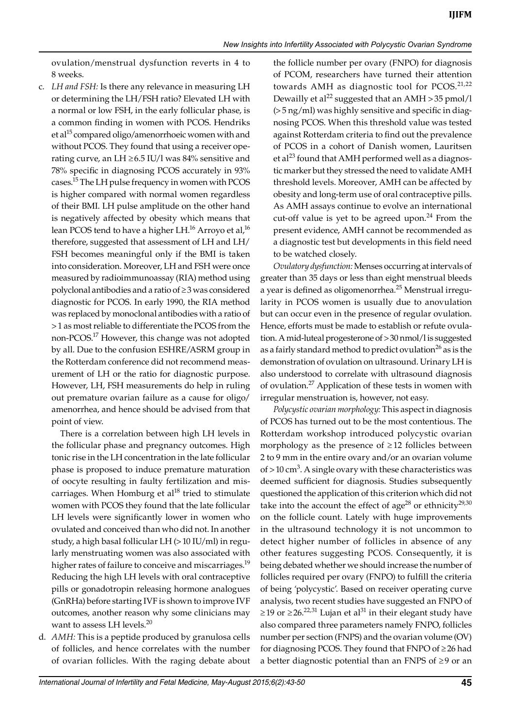ovulation/menstrual dysfunction reverts in 4 to 8 weeks.

c. *LH and FSH:* Is there any relevance in measuring LH or determining the LH/FSH ratio? Elevated LH with a normal or low FSH, in the early follicular phase, is a common finding in women with PCOS. Hendriks et al[15] compared oligo/amenorrhoeic women with and without PCOS. They found that using a receiver operating curve, an LH ≥6.5 IU/l was 84% sensitive and 78% specific in diagnosing PCOS accurately in 93% cases.[15] The LH pulse frequency in women with PCOS is higher compared with normal women regardless of their BMI. LH pulse amplitude on the other hand is negatively affected by obesity which means that lean PCOS tend to have a higher LH.[16] Arroyo et al,[16] therefore, suggested that assessment of LH and LH/FSH becomes meaningful only if the BMI is taken into consideration. Moreover, LH and FSH were once measured by radioimmunoassay (RIA) method using polyclonal antibodies and a ratio of ≥3 was considered diagnostic for PCOS. In early 1990, the RIA method was replaced by monoclonal antibodies with a ratio of >1 as most reliable to differentiate the PCOS from the non-PCOS.[17] However, this change was not adopted by all. Due to the confusion ESHRE/ASRM group in the Rotterdam conference did not recommend measurement of LH or the ratio for diagnostic purpose. However, LH, FSH measurements do help in ruling out premature ovarian failure as a cause for oligo/amenorrhea, and hence should be advised from that point of view.

   There is a correlation between high LH levels in the follicular phase and pregnancy outcomes. High tonic rise in the LH concentration in the late follicular phase is proposed to induce premature maturation of oocyte resulting in faulty fertilization and miscarriages. When Homburg et al[18] tried to stimulate women with PCOS they found that the late follicular LH levels were significantly lower in women who ovulated and conceived than who did not. In another study, a high basal follicular LH (>10 IU/ml) in regularly menstruating women was also associated with higher rates of failure to conceive and miscarriages.[19] Reducing the high LH levels with oral contraceptive pills or gonadotropin releasing hormone analogues (GnRHa) before starting IVF is shown to improve IVF outcomes, another reason why some clinicians may want to assess LH levels.[20]

d. *AMH:* This is a peptide produced by granulosa cells of follicles, and hence correlates with the number of ovarian follicles. With the raging debate about the follicle number per ovary (FNPO) for diagnosis of PCOM, researchers have turned their attention towards AMH as diagnostic tool for PCOS.[21,22] Dewailly et al[22] suggested that an AMH >35 pmol/l (>5 ng/ml) was highly sensitive and specific in diagnosing PCOS. When this threshold value was tested against Rotterdam criteria to find out the prevalence of PCOS in a cohort of Danish women, Lauritsen et al[23] found that AMH performed well as a diagnostic marker but they stressed the need to validate AMH threshold levels. Moreover, AMH can be affected by obesity and long-term use of oral contraceptive pills. As AMH assays continue to evolve an international cut-off value is yet to be agreed upon.[24] From the present evidence, AMH cannot be recommended as a diagnostic test but developments in this field need to be watched closely.

*Ovulatory dysfunction:* Menses occurring at intervals of greater than 35 days or less than eight menstrual bleeds a year is defined as oligomenorrhea.[25] Menstrual irregularity in PCOS women is usually due to anovulation but can occur even in the presence of regular ovulation. Hence, efforts must be made to establish or refute ovulation. A mid-luteal progesterone of >30 nmol/l is suggested as a fairly standard method to predict ovulation[26] as is the demonstration of ovulation on ultrasound. Urinary LH is also understood to correlate with ultrasound diagnosis of ovulation.[27] Application of these tests in women with irregular menstruation is, however, not easy.

*Polycystic ovarian morphology:* This aspect in diagnosis of PCOS has turned out to be the most contentious. The Rotterdam workshop introduced polycystic ovarian morphology as the presence of ≥12 follicles between 2 to 9 mm in the entire ovary and/or an ovarian volume of >10 $cm^3$. A single ovary with these characteristics was deemed sufficient for diagnosis. Studies subsequently questioned the application of this criterion which did not take into the account the effect of age[28] or ethnicity[29,30] on the follicle count. Lately with huge improvements in the ultrasound technology it is not uncommon to detect higher number of follicles in absence of any other features suggesting PCOS. Consequently, it is being debated whether we should increase the number of follicles required per ovary (FNPO) to fulfill the criteria of being 'polycystic'. Based on receiver operating curve analysis, two recent studies have suggested an FNPO of ≥19 or ≥26.[22,31] Lujan et al[31] in their elegant study have also compared three parameters namely FNPO, follicles number per section (FNPS) and the ovarian volume (OV) for diagnosing PCOS. They found that FNPO of ≥26 had a better diagnostic potential than an FNPS of ≥9 or an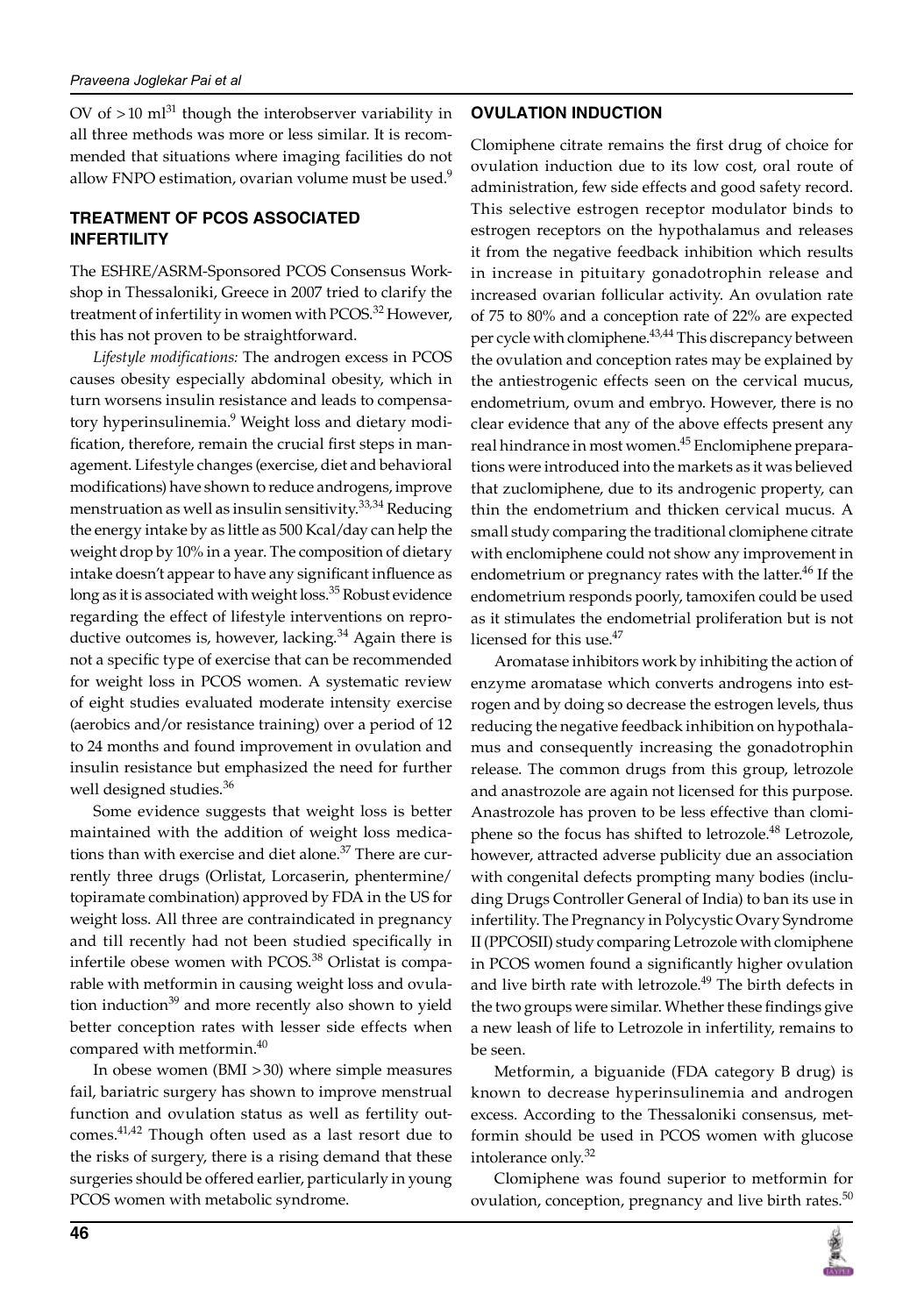OV of >10 ml[31] though the interobserver variability in all three methods was more or less similar. It is recommended that situations where imaging facilities do not allow FNPO estimation, ovarian volume must be used.[9]

## TREATMENT OF PCOS ASSOCIATED INFERTILITY

The ESHRE/ASRM-Sponsored PCOS Consensus Workshop in Thessaloniki, Greece in 2007 tried to clarify the treatment of infertility in women with PCOS.[32] However, this has not proven to be straightforward.

*Lifestyle modifications:* The androgen excess in PCOS causes obesity especially abdominal obesity, which in turn worsens insulin resistance and leads to compensatory hyperinsulinemia.[9] Weight loss and dietary modification, therefore, remain the crucial first steps in management. Lifestyle changes (exercise, diet and behavioral modifications) have shown to reduce androgens, improve menstruation as well as insulin sensitivity.[33,34] Reducing the energy intake by as little as 500 Kcal/day can help the weight drop by 10% in a year. The composition of dietary intake doesn't appear to have any significant influence as long as it is associated with weight loss.[35] Robust evidence regarding the effect of lifestyle interventions on reproductive outcomes is, however, lacking.[34] Again there is not a specific type of exercise that can be recommended for weight loss in PCOS women. A systematic review of eight studies evaluated moderate intensity exercise (aerobics and/or resistance training) over a period of 12 to 24 months and found improvement in ovulation and insulin resistance but emphasized the need for further well designed studies.[36]

Some evidence suggests that weight loss is better maintained with the addition of weight loss medications than with exercise and diet alone.[37] There are currently three drugs (Orlistat, Lorcaserin, phentermine/topiramate combination) approved by FDA in the US for weight loss. All three are contraindicated in pregnancy and till recently had not been studied specifically in infertile obese women with PCOS.[38] Orlistat is comparable with metformin in causing weight loss and ovulation induction[39] and more recently also shown to yield better conception rates with lesser side effects when compared with metformin.[40]

In obese women (BMI >30) where simple measures fail, bariatric surgery has shown to improve menstrual function and ovulation status as well as fertility outcomes.[41,42] Though often used as a last resort due to the risks of surgery, there is a rising demand that these surgeries should be offered earlier, particularly in young PCOS women with metabolic syndrome.

## OVULATION INDUCTION

Clomiphene citrate remains the first drug of choice for ovulation induction due to its low cost, oral route of administration, few side effects and good safety record. This selective estrogen receptor modulator binds to estrogen receptors on the hypothalamus and releases it from the negative feedback inhibition which results in increase in pituitary gonadotrophin release and increased ovarian follicular activity. An ovulation rate of 75 to 80% and a conception rate of 22% are expected per cycle with clomiphene.[43,44] This discrepancy between the ovulation and conception rates may be explained by the antiestrogenic effects seen on the cervical mucus, endometrium, ovum and embryo. However, there is no clear evidence that any of the above effects present any real hindrance in most women.[45] Enclomiphene preparations were introduced into the markets as it was believed that zuclomiphene, due to its androgenic property, can thin the endometrium and thicken cervical mucus. A small study comparing the traditional clomiphene citrate with enclomiphene could not show any improvement in endometrium or pregnancy rates with the latter.[46] If the endometrium responds poorly, tamoxifen could be used as it stimulates the endometrial proliferation but is not licensed for this use.[47]

Aromatase inhibitors work by inhibiting the action of enzyme aromatase which converts androgens into estrogen and by doing so decrease the estrogen levels, thus reducing the negative feedback inhibition on hypothalamus and consequently increasing the gonadotrophin release. The common drugs from this group, letrozole and anastrozole are again not licensed for this purpose. Anastrozole has proven to be less effective than clomiphene so the focus has shifted to letrozole.[48] Letrozole, however, attracted adverse publicity due an association with congenital defects prompting many bodies (including Drugs Controller General of India) to ban its use in infertility. The Pregnancy in Polycystic Ovary Syndrome II (PPCOSII) study comparing Letrozole with clomiphene in PCOS women found a significantly higher ovulation and live birth rate with letrozole.[49] The birth defects in the two groups were similar. Whether these findings give a new leash of life to Letrozole in infertility, remains to be seen.

Metformin, a biguanide (FDA category B drug) is known to decrease hyperinsulinemia and androgen excess. According to the Thessaloniki consensus, metformin should be used in PCOS women with glucose intolerance only.[32]

Clomiphene was found superior to metformin for ovulation, conception, pregnancy and live birth rates.[50]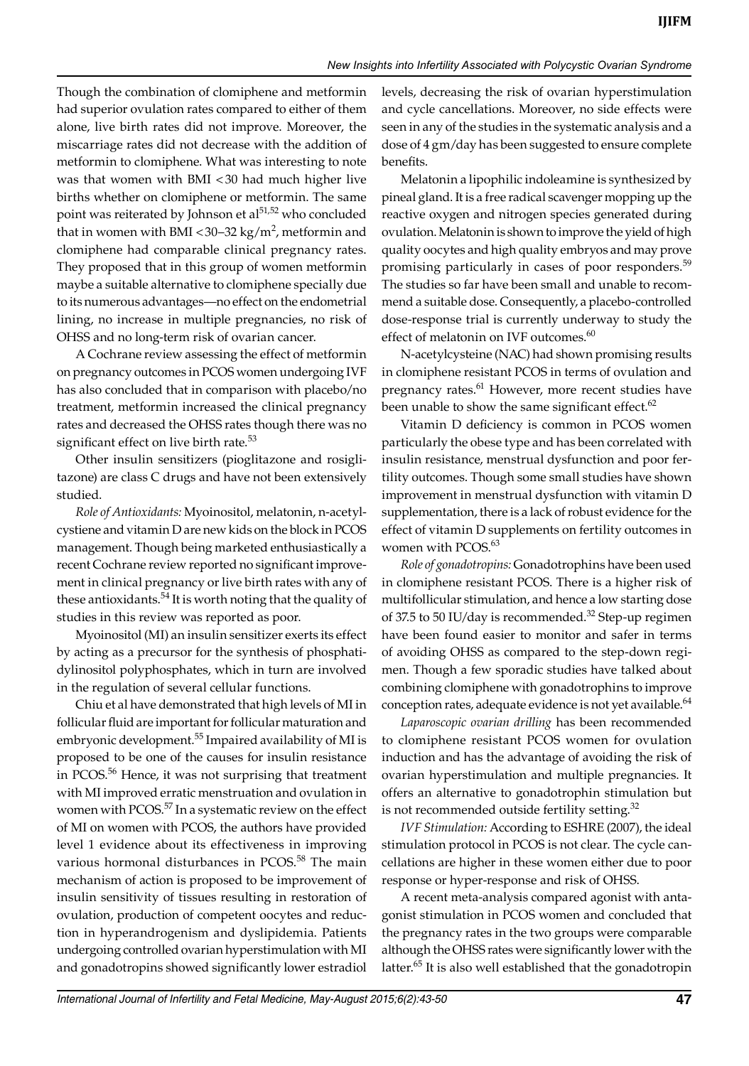Though the combination of clomiphene and metformin had superior ovulation rates compared to either of them alone, live birth rates did not improve. Moreover, the miscarriage rates did not decrease with the addition of metformin to clomiphene. What was interesting to note was that women with BMI <30 had much higher live births whether on clomiphene or metformin. The same point was reiterated by Johnson et al[51,52] who concluded that in women with BMI <30–32 kg/m$^2$, metformin and clomiphene had comparable clinical pregnancy rates. They proposed that in this group of women metformin maybe a suitable alternative to clomiphene specially due to its numerous advantages—no effect on the endometrial lining, no increase in multiple pregnancies, no risk of OHSS and no long-term risk of ovarian cancer.

A Cochrane review assessing the effect of metformin on pregnancy outcomes in PCOS women undergoing IVF has also concluded that in comparison with placebo/no treatment, metformin increased the clinical pregnancy rates and decreased the OHSS rates though there was no significant effect on live birth rate.[53]

Other insulin sensitizers (pioglitazone and rosiglitazone) are class C drugs and have not been extensively studied.

*Role of Antioxidants:* Myoinositol, melatonin, n-acetylcystiene and vitamin D are new kids on the block in PCOS management. Though being marketed enthusiastically a recent Cochrane review reported no significant improvement in clinical pregnancy or live birth rates with any of these antioxidants.[54] It is worth noting that the quality of studies in this review was reported as poor.

Myoinositol (MI) an insulin sensitizer exerts its effect by acting as a precursor for the synthesis of phosphatidylinositol polyphosphates, which in turn are involved in the regulation of several cellular functions.

Chiu et al have demonstrated that high levels of MI in follicular fluid are important for follicular maturation and embryonic development.[55] Impaired availability of MI is proposed to be one of the causes for insulin resistance in PCOS.[56] Hence, it was not surprising that treatment with MI improved erratic menstruation and ovulation in women with PCOS.[57] In a systematic review on the effect of MI on women with PCOS, the authors have provided level 1 evidence about its effectiveness in improving various hormonal disturbances in PCOS.[58] The main mechanism of action is proposed to be improvement of insulin sensitivity of tissues resulting in restoration of ovulation, production of competent oocytes and reduction in hyperandrogenism and dyslipidemia. Patients undergoing controlled ovarian hyperstimulation with MI and gonadotropins showed significantly lower estradiol levels, decreasing the risk of ovarian hyperstimulation and cycle cancellations. Moreover, no side effects were seen in any of the studies in the systematic analysis and a dose of 4 gm/day has been suggested to ensure complete benefits.

Melatonin a lipophilic indoleamine is synthesized by pineal gland. It is a free radical scavenger mopping up the reactive oxygen and nitrogen species generated during ovulation. Melatonin is shown to improve the yield of high quality oocytes and high quality embryos and may prove promising particularly in cases of poor responders.[59] The studies so far have been small and unable to recommend a suitable dose. Consequently, a placebo-controlled dose-response trial is currently underway to study the effect of melatonin on IVF outcomes.[60]

N-acetylcysteine (NAC) had shown promising results in clomiphene resistant PCOS in terms of ovulation and pregnancy rates.[61] However, more recent studies have been unable to show the same significant effect.[62]

Vitamin D deficiency is common in PCOS women particularly the obese type and has been correlated with insulin resistance, menstrual dysfunction and poor fertility outcomes. Though some small studies have shown improvement in menstrual dysfunction with vitamin D supplementation, there is a lack of robust evidence for the effect of vitamin D supplements on fertility outcomes in women with PCOS.[63]

*Role of gonadotropins:* Gonadotrophins have been used in clomiphene resistant PCOS. There is a higher risk of multifollicular stimulation, and hence a low starting dose of 37.5 to 50 IU/day is recommended.[32] Step-up regimen have been found easier to monitor and safer in terms of avoiding OHSS as compared to the step-down regimen. Though a few sporadic studies have talked about combining clomiphene with gonadotrophins to improve conception rates, adequate evidence is not yet available.[64]

*Laparoscopic ovarian drilling* has been recommended to clomiphene resistant PCOS women for ovulation induction and has the advantage of avoiding the risk of ovarian hyperstimulation and multiple pregnancies. It offers an alternative to gonadotrophin stimulation but is not recommended outside fertility setting.[32]

*IVF Stimulation:* According to ESHRE (2007), the ideal stimulation protocol in PCOS is not clear. The cycle cancellations are higher in these women either due to poor response or hyper-response and risk of OHSS.

A recent meta-analysis compared agonist with antagonist stimulation in PCOS women and concluded that the pregnancy rates in the two groups were comparable although the OHSS rates were significantly lower with the latter.[65] It is also well established that the gonadotropin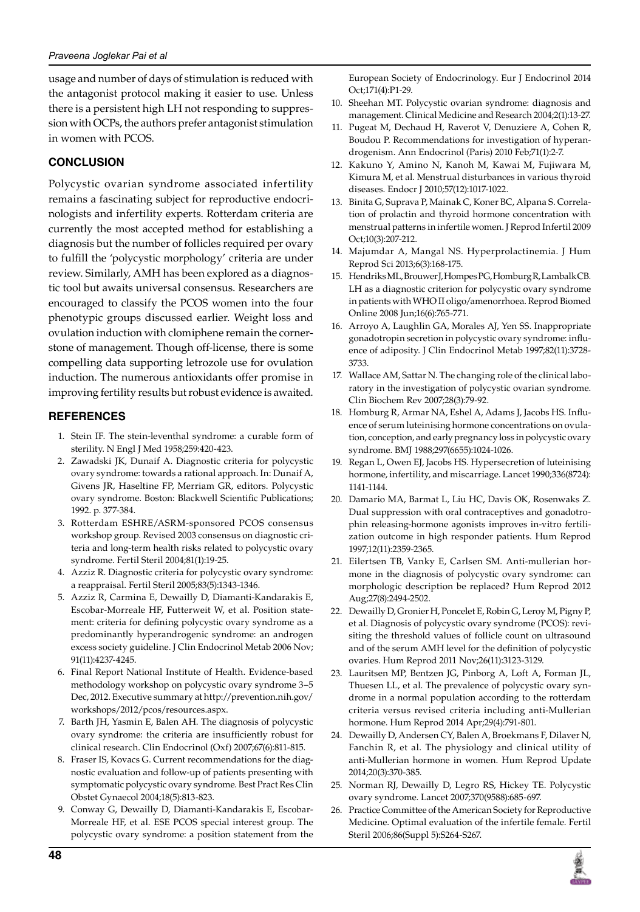usage and number of days of stimulation is reduced with the antagonist protocol making it easier to use. Unless there is a persistent high LH not responding to suppression with OCPs, the authors prefer antagonist stimulation in women with PCOS.

## CONCLUSION

Polycystic ovarian syndrome associated infertility remains a fascinating subject for reproductive endocrinologists and infertility experts. Rotterdam criteria are currently the most accepted method for establishing a diagnosis but the number of follicles required per ovary to fulfill the 'polycystic morphology' criteria are under review. Similarly, AMH has been explored as a diagnostic tool but awaits universal consensus. Researchers are encouraged to classify the PCOS women into the four phenotypic groups discussed earlier. Weight loss and ovulation induction with clomiphene remain the cornerstone of management. Though off-license, there is some compelling data supporting letrozole use for ovulation induction. The numerous antioxidants offer promise in improving fertility results but robust evidence is awaited.

## REFERENCES

1. Stein IF. The stein-leventhal syndrome: a curable form of sterility. N Engl J Med 1958;259:420-423.
2. Zawadski JK, Dunaif A. Diagnostic criteria for polycystic ovary syndrome: towards a rational approach. In: Dunaif A, Givens JR, Haseltine FP, Merriam GR, editors. Polycystic ovary syndrome. Boston: Blackwell Scientific Publications; 1992. p. 377-384.
3. Rotterdam ESHRE/ASRM-sponsored PCOS consensus workshop group. Revised 2003 consensus on diagnostic criteria and long-term health risks related to polycystic ovary syndrome. Fertil Steril 2004;81(1):19-25.
4. Azziz R. Diagnostic criteria for polycystic ovary syndrome: a reappraisal. Fertil Steril 2005;83(5):1343-1346.
5. Azziz R, Carmina E, Dewailly D, Diamanti-Kandarakis E, Escobar-Morreale HF, Futterweit W, et al. Position statement: criteria for defining polycystic ovary syndrome as a predominantly hyperandrogenic syndrome: an androgen excess society guideline. J Clin Endocrinol Metab 2006 Nov; 91(11):4237-4245.
6. Final Report National Institute of Health. Evidence-based methodology workshop on polycystic ovary syndrome 3–5 Dec, 2012. Executive summary at http://prevention.nih.gov/workshops/2012/pcos/resources.aspx.
7. Barth JH, Yasmin E, Balen AH. The diagnosis of polycystic ovary syndrome: the criteria are insufficiently robust for clinical research. Clin Endocrinol (Oxf) 2007;67(6):811-815.
8. Fraser IS, Kovacs G. Current recommendations for the diagnostic evaluation and follow-up of patients presenting with symptomatic polycystic ovary syndrome. Best Pract Res Clin Obstet Gynaecol 2004;18(5):813-823.
9. Conway G, Dewailly D, Diamanti-Kandarakis E, Escobar-Morreale HF, et al. ESE PCOS special interest group. The polycystic ovary syndrome: a position statement from the European Society of Endocrinology. Eur J Endocrinol 2014 Oct;171(4):P1-29.
10. Sheehan MT. Polycystic ovarian syndrome: diagnosis and management. Clinical Medicine and Research 2004;2(1):13-27.
11. Pugeat M, Dechaud H, Raverot V, Denuziere A, Cohen R, Boudou P. Recommendations for investigation of hyperandrogenism. Ann Endocrinol (Paris) 2010 Feb;71(1):2-7.
12. Kakuno Y, Amino N, Kanoh M, Kawai M, Fujiwara M, Kimura M, et al. Menstrual disturbances in various thyroid diseases. Endocr J 2010;57(12):1017-1022.
13. Binita G, Suprava P, Mainak C, Koner BC, Alpana S. Correlation of prolactin and thyroid hormone concentration with menstrual patterns in infertile women. J Reprod Infertil 2009 Oct;10(3):207-212.
14. Majumdar A, Mangal NS. Hyperprolactinemia. J Hum Reprod Sci 2013;6(3):168-175.
15. Hendriks ML, Brouwer J, Hompes PG, Homburg R, Lambalk CB. LH as a diagnostic criterion for polycystic ovary syndrome in patients with WHO II oligo/amenorrhoea. Reprod Biomed Online 2008 Jun;16(6):765-771.
16. Arroyo A, Laughlin GA, Morales AJ, Yen SS. Inappropriate gonadotropin secretion in polycystic ovary syndrome: influence of adiposity. J Clin Endocrinol Metab 1997;82(11):3728-3733.
17. Wallace AM, Sattar N. The changing role of the clinical laboratory in the investigation of polycystic ovarian syndrome. Clin Biochem Rev 2007;28(3):79-92.
18. Homburg R, Armar NA, Eshel A, Adams J, Jacobs HS. Influence of serum luteinising hormone concentrations on ovulation, conception, and early pregnancy loss in polycystic ovary syndrome. BMJ 1988;297(6655):1024-1026.
19. Regan L, Owen EJ, Jacobs HS. Hypersecretion of luteinising hormone, infertility, and miscarriage. Lancet 1990;336(8724): 1141-1144.
20. Damario MA, Barmat L, Liu HC, Davis OK, Rosenwaks Z. Dual suppression with oral contraceptives and gonadotrophin releasing-hormone agonists improves in-vitro fertilization outcome in high responder patients. Hum Reprod 1997;12(11):2359-2365.
21. Eilertsen TB, Vanky E, Carlsen SM. Anti-mullerian hormone in the diagnosis of polycystic ovary syndrome: can morphologic description be replaced? Hum Reprod 2012 Aug;27(8):2494-2502.
22. Dewailly D, Gronier H, Poncelet E, Robin G, Leroy M, Pigny P, et al. Diagnosis of polycystic ovary syndrome (PCOS): revisiting the threshold values of follicle count on ultrasound and of the serum AMH level for the definition of polycystic ovaries. Hum Reprod 2011 Nov;26(11):3123-3129.
23. Lauritsen MP, Bentzen JG, Pinborg A, Loft A, Forman JL, Thuesen LL, et al. The prevalence of polycystic ovary syndrome in a normal population according to the rotterdam criteria versus revised criteria including anti-Mullerian hormone. Hum Reprod 2014 Apr;29(4):791-801.
24. Dewailly D, Andersen CY, Balen A, Broekmans F, Dilaver N, Fanchin R, et al. The physiology and clinical utility of anti-Mullerian hormone in women. Hum Reprod Update 2014;20(3):370-385.
25. Norman RJ, Dewailly D, Legro RS, Hickey TE. Polycystic ovary syndrome. Lancet 2007;370(9588):685-697.
26. Practice Committee of the American Society for Reproductive Medicine. Optimal evaluation of the infertile female. Fertil Steril 2006;86(Suppl 5):S264-S267.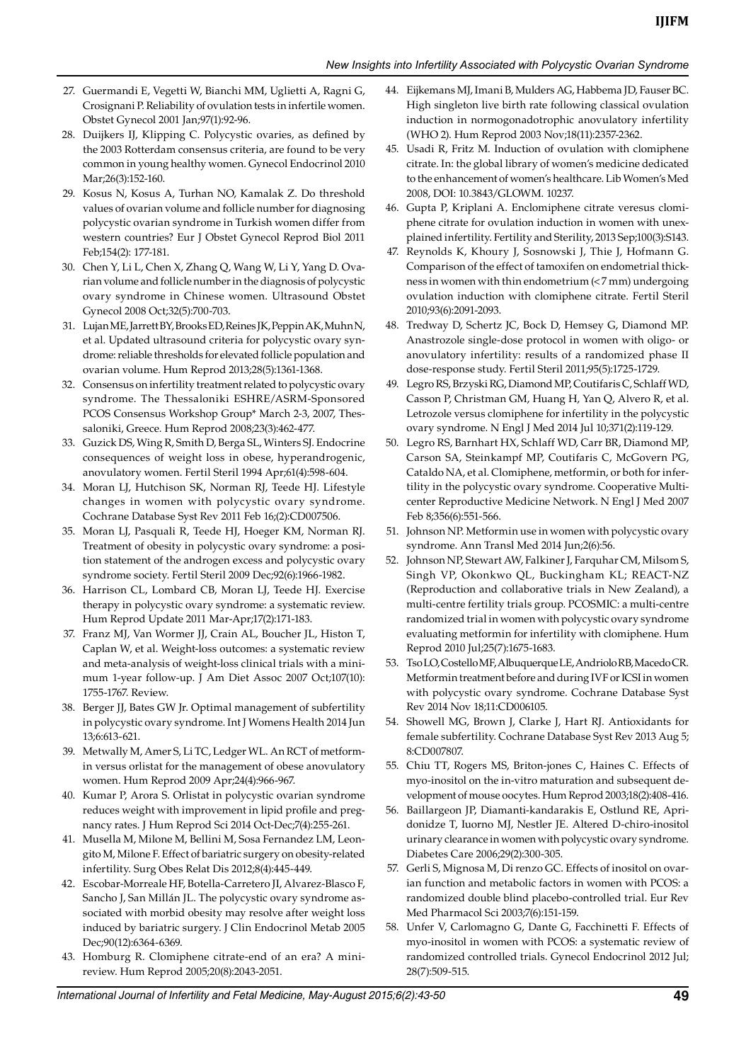27. Guermandi E, Vegetti W, Bianchi MM, Uglietti A, Ragni G, Crosignani P. Reliability of ovulation tests in infertile women. Obstet Gynecol 2001 Jan;97(1):92-96.
28. Duijkers IJ, Klipping C. Polycystic ovaries, as defined by the 2003 Rotterdam consensus criteria, are found to be very common in young healthy women. Gynecol Endocrinol 2010 Mar;26(3):152-160.
29. Kosus N, Kosus A, Turhan NO, Kamalak Z. Do threshold values of ovarian volume and follicle number for diagnosing polycystic ovarian syndrome in Turkish women differ from western countries? Eur J Obstet Gynecol Reprod Biol 2011 Feb;154(2): 177-181.
30. Chen Y, Li L, Chen X, Zhang Q, Wang W, Li Y, Yang D. Ovarian volume and follicle number in the diagnosis of polycystic ovary syndrome in Chinese women. Ultrasound Obstet Gynecol 2008 Oct;32(5):700-703.
31. Lujan ME, Jarrett BY, Brooks ED, Reines JK, Peppin AK, Muhn N, et al. Updated ultrasound criteria for polycystic ovary syndrome: reliable thresholds for elevated follicle population and ovarian volume. Hum Reprod 2013;28(5):1361-1368.
32. Consensus on infertility treatment related to polycystic ovary syndrome. The Thessaloniki ESHRE/ASRM-Sponsored PCOS Consensus Workshop Group* March 2-3, 2007, Thessaloniki, Greece. Hum Reprod 2008;23(3):462-477.
33. Guzick DS, Wing R, Smith D, Berga SL, Winters SJ. Endocrine consequences of weight loss in obese, hyperandrogenic, anovulatory women. Fertil Steril 1994 Apr;61(4):598-604.
34. Moran LJ, Hutchison SK, Norman RJ, Teede HJ. Lifestyle changes in women with polycystic ovary syndrome. Cochrane Database Syst Rev 2011 Feb 16;(2):CD007506.
35. Moran LJ, Pasquali R, Teede HJ, Hoeger KM, Norman RJ. Treatment of obesity in polycystic ovary syndrome: a position statement of the androgen excess and polycystic ovary syndrome society. Fertil Steril 2009 Dec;92(6):1966-1982.
36. Harrison CL, Lombard CB, Moran LJ, Teede HJ. Exercise therapy in polycystic ovary syndrome: a systematic review. Hum Reprod Update 2011 Mar-Apr;17(2):171-183.
37. Franz MJ, Van Wormer JJ, Crain AL, Boucher JL, Histon T, Caplan W, et al. Weight-loss outcomes: a systematic review and meta-analysis of weight-loss clinical trials with a minimum 1-year follow-up. J Am Diet Assoc 2007 Oct;107(10): 1755-1767. Review.
38. Berger JJ, Bates GW Jr. Optimal management of subfertility in polycystic ovary syndrome. Int J Womens Health 2014 Jun 13;6:613-621.
39. Metwally M, Amer S, Li TC, Ledger WL. An RCT of metformin versus orlistat for the management of obese anovulatory women. Hum Reprod 2009 Apr;24(4):966-967.
40. Kumar P, Arora S. Orlistat in polycystic ovarian syndrome reduces weight with improvement in lipid profile and pregnancy rates. J Hum Reprod Sci 2014 Oct-Dec;7(4):255-261.
41. Musella M, Milone M, Bellini M, Sosa Fernandez LM, Leongito M, Milone F. Effect of bariatric surgery on obesity-related infertility. Surg Obes Relat Dis 2012;8(4):445-449.
42. Escobar-Morreale HF, Botella-Carretero JI, Alvarez-Blasco F, Sancho J, San Millán JL. The polycystic ovary syndrome associated with morbid obesity may resolve after weight loss induced by bariatric surgery. J Clin Endocrinol Metab 2005 Dec;90(12):6364-6369.
43. Homburg R. Clomiphene citrate-end of an era? A mini-review. Hum Reprod 2005;20(8):2043-2051.
44. Eijkemans MJ, Imani B, Mulders AG, Habbema JD, Fauser BC. High singleton live birth rate following classical ovulation induction in normogonadotrophic anovulatory infertility (WHO 2). Hum Reprod 2003 Nov;18(11):2357-2362.
45. Usadi R, Fritz M. Induction of ovulation with clomiphene citrate. In: the global library of women's medicine dedicated to the enhancement of women's healthcare. Lib Women's Med 2008, DOI: 10.3843/GLOWM. 10237.
46. Gupta P, Kriplani A. Enclomiphene citrate veresus clomiphene citrate for ovulation induction in women with unexplained infertility. Fertility and Sterility, 2013 Sep;100(3):S143.
47. Reynolds K, Khoury J, Sosnowski J, Thie J, Hofmann G. Comparison of the effect of tamoxifen on endometrial thickness in women with thin endometrium (<7 mm) undergoing ovulation induction with clomiphene citrate. Fertil Steril 2010;93(6):2091-2093.
48. Tredway D, Schertz JC, Bock D, Hemsey G, Diamond MP. Anastrozole single-dose protocol in women with oligo- or anovulatory infertility: results of a randomized phase II dose-response study. Fertil Steril 2011;95(5):1725-1729.
49. Legro RS, Brzyski RG, Diamond MP, Coutifaris C, Schlaff WD, Casson P, Christman GM, Huang H, Yan Q, Alvero R, et al. Letrozole versus clomiphene for infertility in the polycystic ovary syndrome. N Engl J Med 2014 Jul 10;371(2):119-129.
50. Legro RS, Barnhart HX, Schlaff WD, Carr BR, Diamond MP, Carson SA, Steinkampf MP, Coutifaris C, McGovern PG, Cataldo NA, et al. Clomiphene, metformin, or both for infertility in the polycystic ovary syndrome. Cooperative Multicenter Reproductive Medicine Network. N Engl J Med 2007 Feb 8;356(6):551-566.
51. Johnson NP. Metformin use in women with polycystic ovary syndrome. Ann Transl Med 2014 Jun;2(6):56.
52. Johnson NP, Stewart AW, Falkiner J, Farquhar CM, Milsom S, Singh VP, Okonkwo QL, Buckingham KL; REACT-NZ (Reproduction and collaborative trials in New Zealand), a multi-centre fertility trials group. PCOSMIC: a multi-centre randomized trial in women with polycystic ovary syndrome evaluating metformin for infertility with clomiphene. Hum Reprod 2010 Jul;25(7):1675-1683.
53. Tso LO, Costello MF, Albuquerque LE, Andriolo RB, Macedo CR. Metformin treatment before and during IVF or ICSI in women with polycystic ovary syndrome. Cochrane Database Syst Rev 2014 Nov 18;11:CD006105.
54. Showell MG, Brown J, Clarke J, Hart RJ. Antioxidants for female subfertility. Cochrane Database Syst Rev 2013 Aug 5; 8:CD007807.
55. Chiu TT, Rogers MS, Briton-jones C, Haines C. Effects of myo-inositol on the in-vitro maturation and subsequent development of mouse oocytes. Hum Reprod 2003;18(2):408-416.
56. Baillargeon JP, Diamanti-kandarakis E, Ostlund RE, Apridonidze T, Iuorno MJ, Nestler JE. Altered D-chiro-inositol urinary clearance in women with polycystic ovary syndrome. Diabetes Care 2006;29(2):300-305.
57. Gerli S, Mignosa M, Di renzo GC. Effects of inositol on ovarian function and metabolic factors in women with PCOS: a randomized double blind placebo-controlled trial. Eur Rev Med Pharmacol Sci 2003;7(6):151-159.
58. Unfer V, Carlomagno G, Dante G, Facchinetti F. Effects of myo-inositol in women with PCOS: a systematic review of randomized controlled trials. Gynecol Endocrinol 2012 Jul; 28(7):509-515.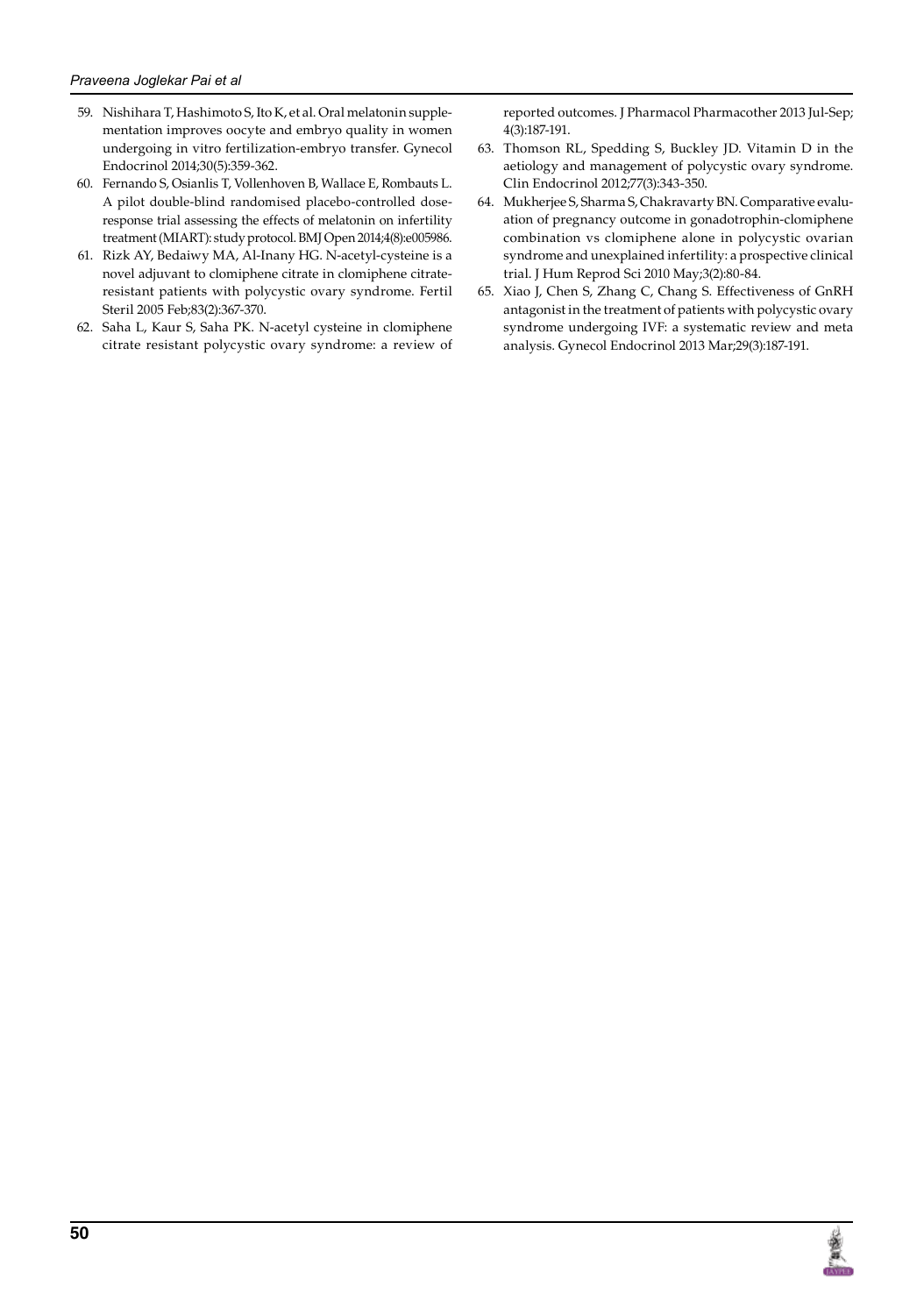59. Nishihara T, Hashimoto S, Ito K, et al. Oral melatonin supplementation improves oocyte and embryo quality in women undergoing in vitro fertilization-embryo transfer. Gynecol Endocrinol 2014;30(5):359-362.
60. Fernando S, Osianlis T, Vollenhoven B, Wallace E, Rombauts L. A pilot double-blind randomised placebo-controlled dose-response trial assessing the effects of melatonin on infertility treatment (MIART): study protocol. BMJ Open 2014;4(8):e005986.
61. Rizk AY, Bedaiwy MA, Al-Inany HG. N-acetyl-cysteine is a novel adjuvant to clomiphene citrate in clomiphene citrate-resistant patients with polycystic ovary syndrome. Fertil Steril 2005 Feb;83(2):367-370.
62. Saha L, Kaur S, Saha PK. N-acetyl cysteine in clomiphene citrate resistant polycystic ovary syndrome: a review of reported outcomes. J Pharmacol Pharmacother 2013 Jul-Sep; 4(3):187-191.
63. Thomson RL, Spedding S, Buckley JD. Vitamin D in the aetiology and management of polycystic ovary syndrome. Clin Endocrinol 2012;77(3):343-350.
64. Mukherjee S, Sharma S, Chakravarty BN. Comparative evaluation of pregnancy outcome in gonadotrophin-clomiphene combination vs clomiphene alone in polycystic ovarian syndrome and unexplained infertility: a prospective clinical trial. J Hum Reprod Sci 2010 May;3(2):80-84.
65. Xiao J, Chen S, Zhang C, Chang S. Effectiveness of GnRH antagonist in the treatment of patients with polycystic ovary syndrome undergoing IVF: a systematic review and meta analysis. Gynecol Endocrinol 2013 Mar;29(3):187-191.